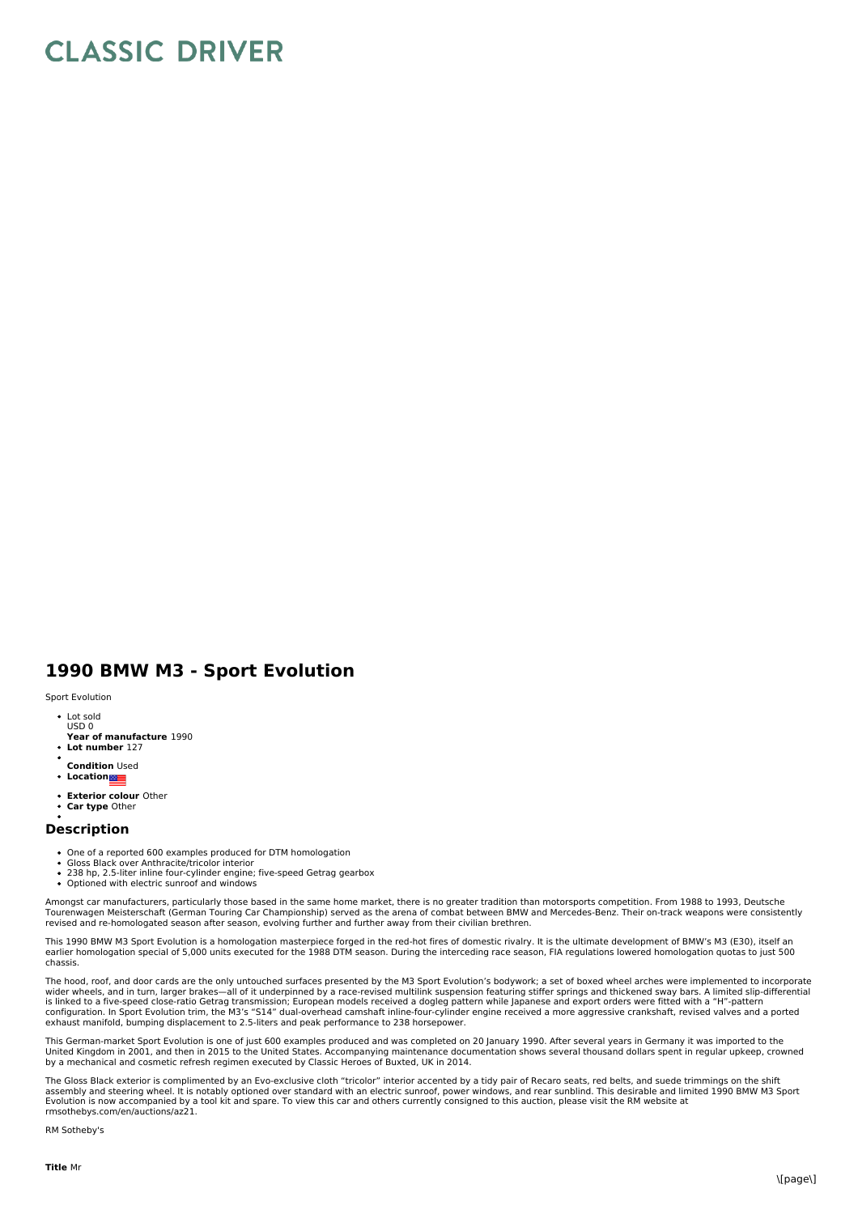# CLASSIC DRIVER

## 1990 BMW M3 - Sport Evolution

Sport Evolution

- Lot sold
  USD 0
  **Year of manufacture** 1990
- **Lot number** 127
- 
  **Condition** Used
- **Location**
- **Exterior colour** Other
- **Car type** Other
- 

### Description

- One of a reported 600 examples produced for DTM homologation
- Gloss Black over Anthracite/tricolor interior
- 238 hp, 2.5-liter inline four-cylinder engine; five-speed Getrag gearbox
- Optioned with electric sunroof and windows

Amongst car manufacturers, particularly those based in the same home market, there is no greater tradition than motorsports competition. From 1988 to 1993, Deutsche Tourenwagen Meisterschaft (German Touring Car Championship) served as the arena of combat between BMW and Mercedes-Benz. Their on-track weapons were consistently revised and re-homologated season after season, evolving further and further away from their civilian brethren.

This 1990 BMW M3 Sport Evolution is a homologation masterpiece forged in the red-hot fires of domestic rivalry. It is the ultimate development of BMW's M3 (E30), itself an earlier homologation special of 5,000 units executed for the 1988 DTM season. During the interceding race season, FIA regulations lowered homologation quotas to just 500 chassis.

The hood, roof, and door cards are the only untouched surfaces presented by the M3 Sport Evolution's bodywork; a set of boxed wheel arches were implemented to incorporate wider wheels, and in turn, larger brakes—all of it underpinned by a race-revised multilink suspension featuring stiffer springs and thickened sway bars. A limited slip-differential is linked to a five-speed close-ratio Getrag transmission; European models received a dogleg pattern while Japanese and export orders were fitted with a "H"-pattern configuration. In Sport Evolution trim, the M3's "S14" dual-overhead camshaft inline-four-cylinder engine received a more aggressive crankshaft, revised valves and a ported exhaust manifold, bumping displacement to 2.5-liters and peak performance to 238 horsepower.

This German-market Sport Evolution is one of just 600 examples produced and was completed on 20 January 1990. After several years in Germany it was imported to the United Kingdom in 2001, and then in 2015 to the United States. Accompanying maintenance documentation shows several thousand dollars spent in regular upkeep, crowned by a mechanical and cosmetic refresh regimen executed by Classic Heroes of Buxted, UK in 2014.

The Gloss Black exterior is complimented by an Evo-exclusive cloth "tricolor" interior accented by a tidy pair of Recaro seats, red belts, and suede trimmings on the shift assembly and steering wheel. It is notably optioned over standard with an electric sunroof, power windows, and rear sunblind. This desirable and limited 1990 BMW M3 Sport Evolution is now accompanied by a tool kit and spare. To view this car and others currently consigned to this auction, please visit the RM website at rmsothebys.com/en/auctions/az21.

RM Sotheby's

**Title** Mr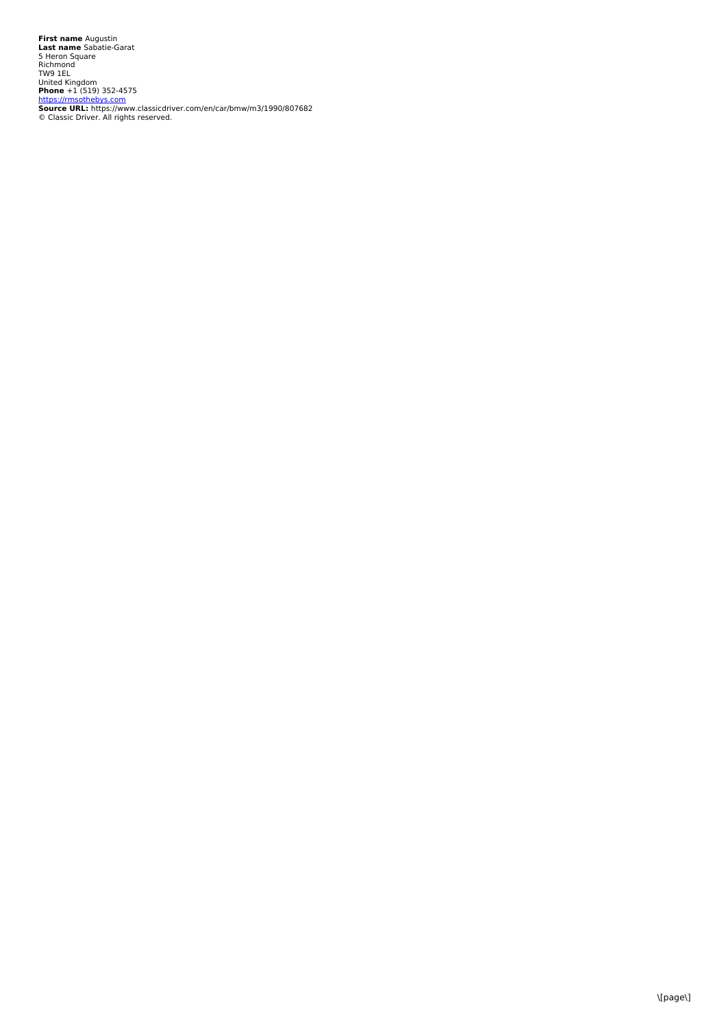**First name** Augustin
**Last name** Sabatie-Garat
5 Heron Square
Richmond
TW9 1EL
United Kingdom
**Phone** +1 (519) 352-4575
[https://rmsothebys.com](https://rmsothebys.com)
**Source URL:** https://www.classicdriver.com/en/car/bmw/m3/1990/807682
© Classic Driver. All rights reserved.